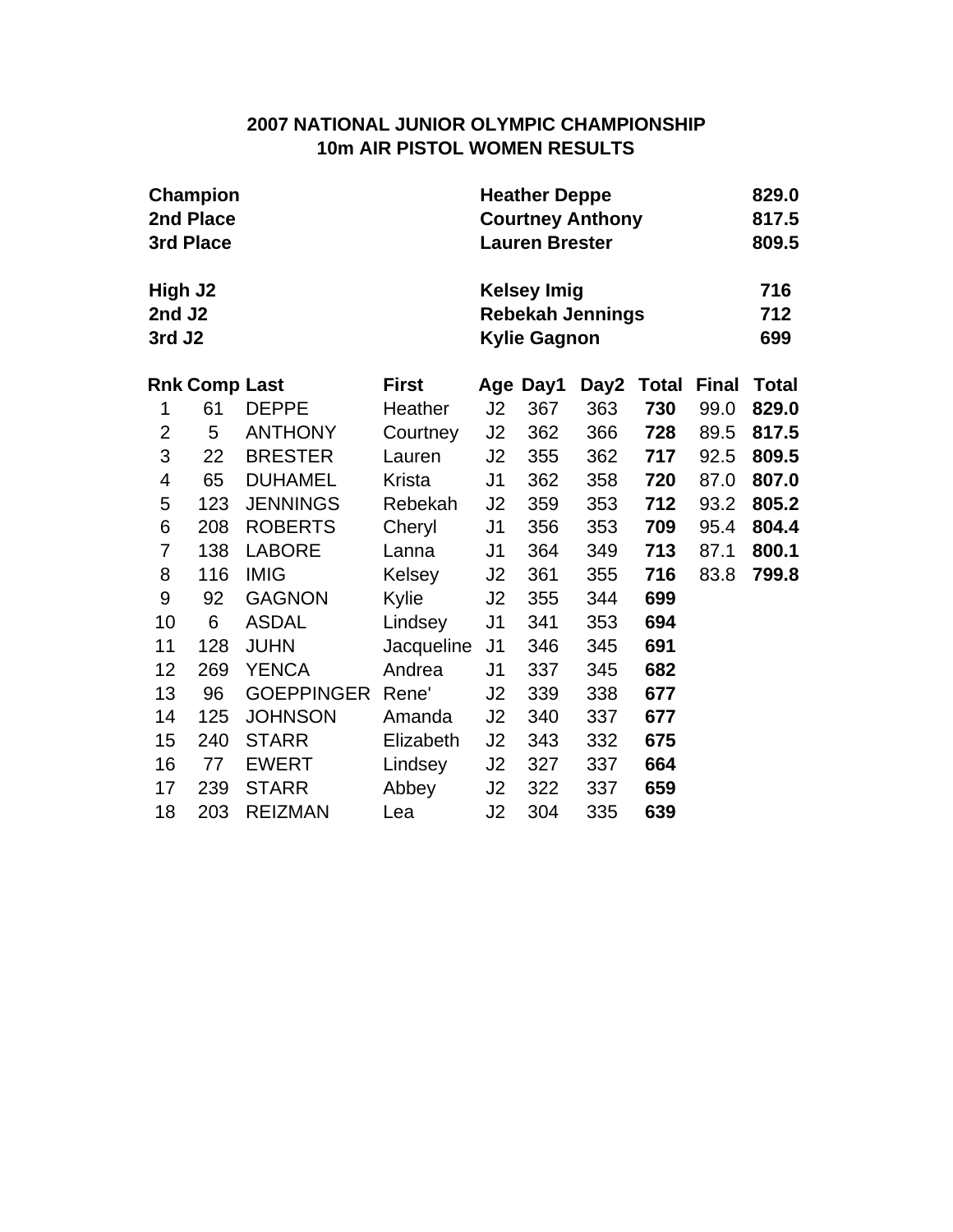# 2007 NATIONAL JUNIOR OLYMPIC CHAMPIONSHIP
## 10m AIR PISTOL WOMEN RESULTS

| | | |
|---|---|---|
| **Champion** | **Heather Deppe** | **829.0** |
| **2nd Place** | **Courtney Anthony** | **817.5** |
| **3rd Place** | **Lauren Brester** | **809.5** |

| | | |
|---|---|---|
| **High J2** | **Kelsey Imig** | **716** |
| **2nd J2** | **Rebekah Jennings** | **712** |
| **3rd J2** | **Kylie Gagnon** | **699** |

| Rnk | Comp | Last | First | Age | Day1 | Day2 | Total | Final | Total |
|---|---|---|---|---|---|---|---|---|---|
| 1 | 61 | DEPPE | Heather | J2 | 367 | 363 | **730** | 99.0 | **829.0** |
| 2 | 5 | ANTHONY | Courtney | J2 | 362 | 366 | **728** | 89.5 | **817.5** |
| 3 | 22 | BRESTER | Lauren | J2 | 355 | 362 | **717** | 92.5 | **809.5** |
| 4 | 65 | DUHAMEL | Krista | J1 | 362 | 358 | **720** | 87.0 | **807.0** |
| 5 | 123 | JENNINGS | Rebekah | J2 | 359 | 353 | **712** | 93.2 | **805.2** |
| 6 | 208 | ROBERTS | Cheryl | J1 | 356 | 353 | **709** | 95.4 | **804.4** |
| 7 | 138 | LABORE | Lanna | J1 | 364 | 349 | **713** | 87.1 | **800.1** |
| 8 | 116 | IMIG | Kelsey | J2 | 361 | 355 | **716** | 83.8 | **799.8** |
| 9 | 92 | GAGNON | Kylie | J2 | 355 | 344 | **699** | | |
| 10 | 6 | ASDAL | Lindsey | J1 | 341 | 353 | **694** | | |
| 11 | 128 | JUHN | Jacqueline | J1 | 346 | 345 | **691** | | |
| 12 | 269 | YENCA | Andrea | J1 | 337 | 345 | **682** | | |
| 13 | 96 | GOEPPINGER | Rene' | J2 | 339 | 338 | **677** | | |
| 14 | 125 | JOHNSON | Amanda | J2 | 340 | 337 | **677** | | |
| 15 | 240 | STARR | Elizabeth | J2 | 343 | 332 | **675** | | |
| 16 | 77 | EWERT | Lindsey | J2 | 327 | 337 | **664** | | |
| 17 | 239 | STARR | Abbey | J2 | 322 | 337 | **659** | | |
| 18 | 203 | REIZMAN | Lea | J2 | 304 | 335 | **639** | | |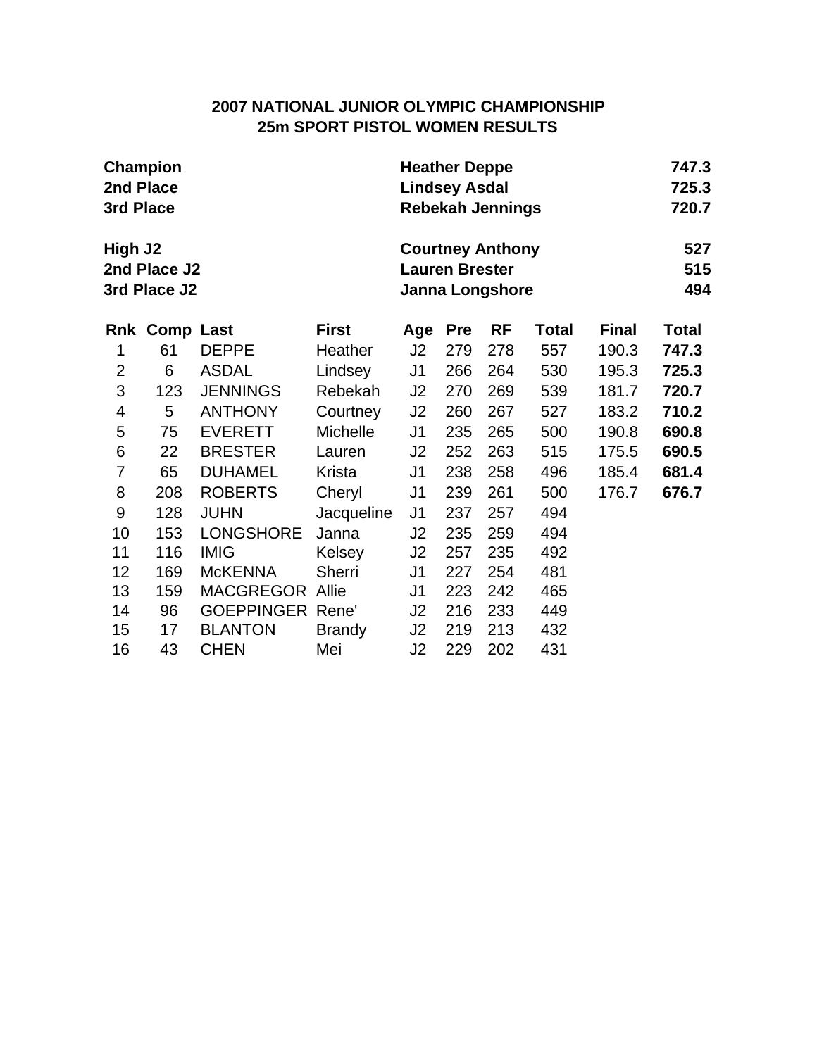## 2007 NATIONAL JUNIOR OLYMPIC CHAMPIONSHIP
## 25m SPORT PISTOL WOMEN RESULTS

| | | |
|---|---|---|
| **Champion** | **Heather Deppe** | **747.3** |
| **2nd Place** | **Lindsey Asdal** | **725.3** |
| **3rd Place** | **Rebekah Jennings** | **720.7** |
| **High J2** | **Courtney Anthony** | **527** |
| **2nd Place J2** | **Lauren Brester** | **515** |
| **3rd Place J2** | **Janna Longshore** | **494** |

| Rnk | Comp | Last | First | Age | Pre | RF | Total | Final | Total |
|---|---|---|---|---|---|---|---|---|---|
| 1 | 61 | DEPPE | Heather | J2 | 279 | 278 | 557 | 190.3 | **747.3** |
| 2 | 6 | ASDAL | Lindsey | J1 | 266 | 264 | 530 | 195.3 | **725.3** |
| 3 | 123 | JENNINGS | Rebekah | J2 | 270 | 269 | 539 | 181.7 | **720.7** |
| 4 | 5 | ANTHONY | Courtney | J2 | 260 | 267 | 527 | 183.2 | **710.2** |
| 5 | 75 | EVERETT | Michelle | J1 | 235 | 265 | 500 | 190.8 | **690.8** |
| 6 | 22 | BRESTER | Lauren | J2 | 252 | 263 | 515 | 175.5 | **690.5** |
| 7 | 65 | DUHAMEL | Krista | J1 | 238 | 258 | 496 | 185.4 | **681.4** |
| 8 | 208 | ROBERTS | Cheryl | J1 | 239 | 261 | 500 | 176.7 | **676.7** |
| 9 | 128 | JUHN | Jacqueline | J1 | 237 | 257 | 494 | | |
| 10 | 153 | LONGSHORE | Janna | J2 | 235 | 259 | 494 | | |
| 11 | 116 | IMIG | Kelsey | J2 | 257 | 235 | 492 | | |
| 12 | 169 | McKENNA | Sherri | J1 | 227 | 254 | 481 | | |
| 13 | 159 | MACGREGOR | Allie | J1 | 223 | 242 | 465 | | |
| 14 | 96 | GOEPPINGER | Rene' | J2 | 216 | 233 | 449 | | |
| 15 | 17 | BLANTON | Brandy | J2 | 219 | 213 | 432 | | |
| 16 | 43 | CHEN | Mei | J2 | 229 | 202 | 431 | | |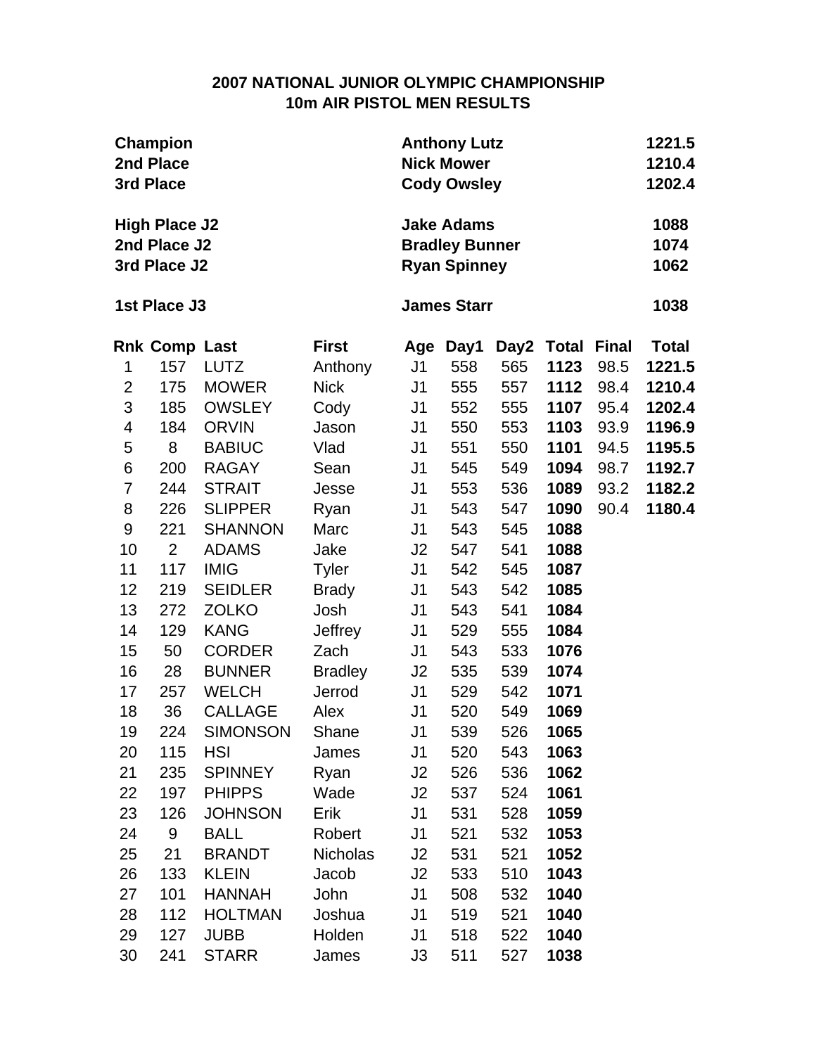# 2007 NATIONAL JUNIOR OLYMPIC CHAMPIONSHIP
## 10m AIR PISTOL MEN RESULTS

| | | |
|---|---|---|
| **Champion** | **Anthony Lutz** | **1221.5** |
| **2nd Place** | **Nick Mower** | **1210.4** |
| **3rd Place** | **Cody Owsley** | **1202.4** |
| | | |
| **High Place J2** | **Jake Adams** | **1088** |
| **2nd Place J2** | **Bradley Bunner** | **1074** |
| **3rd Place J2** | **Ryan Spinney** | **1062** |
| | | |
| **1st Place J3** | **James Starr** | **1038** |

| Rnk | Comp | Last | First | Age | Day1 | Day2 | Total | Final | Total |
|---|---|---|---|---|---|---|---|---|---|
| 1 | 157 | LUTZ | Anthony | J1 | 558 | 565 | **1123** | 98.5 | **1221.5** |
| 2 | 175 | MOWER | Nick | J1 | 555 | 557 | **1112** | 98.4 | **1210.4** |
| 3 | 185 | OWSLEY | Cody | J1 | 552 | 555 | **1107** | 95.4 | **1202.4** |
| 4 | 184 | ORVIN | Jason | J1 | 550 | 553 | **1103** | 93.9 | **1196.9** |
| 5 | 8 | BABIUC | Vlad | J1 | 551 | 550 | **1101** | 94.5 | **1195.5** |
| 6 | 200 | RAGAY | Sean | J1 | 545 | 549 | **1094** | 98.7 | **1192.7** |
| 7 | 244 | STRAIT | Jesse | J1 | 553 | 536 | **1089** | 93.2 | **1182.2** |
| 8 | 226 | SLIPPER | Ryan | J1 | 543 | 547 | **1090** | 90.4 | **1180.4** |
| 9 | 221 | SHANNON | Marc | J1 | 543 | 545 | **1088** | | |
| 10 | 2 | ADAMS | Jake | J2 | 547 | 541 | **1088** | | |
| 11 | 117 | IMIG | Tyler | J1 | 542 | 545 | **1087** | | |
| 12 | 219 | SEIDLER | Brady | J1 | 543 | 542 | **1085** | | |
| 13 | 272 | ZOLKO | Josh | J1 | 543 | 541 | **1084** | | |
| 14 | 129 | KANG | Jeffrey | J1 | 529 | 555 | **1084** | | |
| 15 | 50 | CORDER | Zach | J1 | 543 | 533 | **1076** | | |
| 16 | 28 | BUNNER | Bradley | J2 | 535 | 539 | **1074** | | |
| 17 | 257 | WELCH | Jerrod | J1 | 529 | 542 | **1071** | | |
| 18 | 36 | CALLAGE | Alex | J1 | 520 | 549 | **1069** | | |
| 19 | 224 | SIMONSON | Shane | J1 | 539 | 526 | **1065** | | |
| 20 | 115 | HSI | James | J1 | 520 | 543 | **1063** | | |
| 21 | 235 | SPINNEY | Ryan | J2 | 526 | 536 | **1062** | | |
| 22 | 197 | PHIPPS | Wade | J2 | 537 | 524 | **1061** | | |
| 23 | 126 | JOHNSON | Erik | J1 | 531 | 528 | **1059** | | |
| 24 | 9 | BALL | Robert | J1 | 521 | 532 | **1053** | | |
| 25 | 21 | BRANDT | Nicholas | J2 | 531 | 521 | **1052** | | |
| 26 | 133 | KLEIN | Jacob | J2 | 533 | 510 | **1043** | | |
| 27 | 101 | HANNAH | John | J1 | 508 | 532 | **1040** | | |
| 28 | 112 | HOLTMAN | Joshua | J1 | 519 | 521 | **1040** | | |
| 29 | 127 | JUBB | Holden | J1 | 518 | 522 | **1040** | | |
| 30 | 241 | STARR | James | J3 | 511 | 527 | **1038** | | |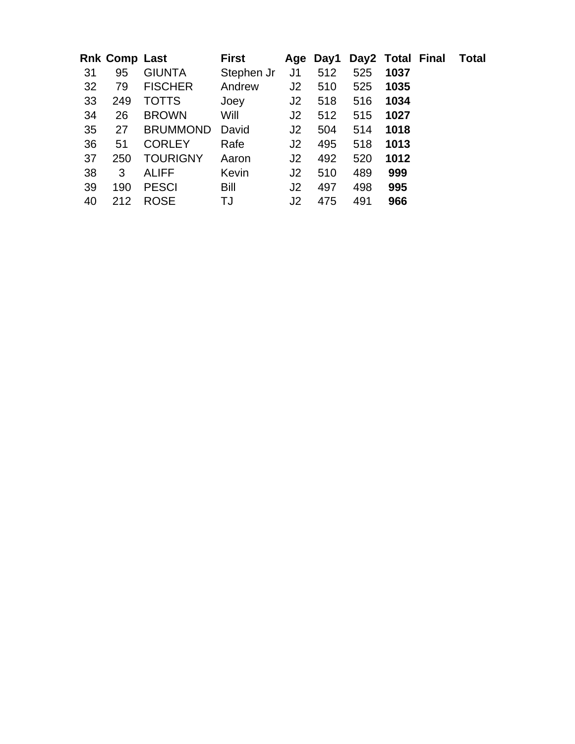| Rnk | Comp | Last | First | Age | Day1 | Day2 | Total | Final | Total |
|---|---|---|---|---|---|---|---|---|---|
| 31 | 95 | GIUNTA | Stephen Jr | J1 | 512 | 525 | **1037** | | |
| 32 | 79 | FISCHER | Andrew | J2 | 510 | 525 | **1035** | | |
| 33 | 249 | TOTTS | Joey | J2 | 518 | 516 | **1034** | | |
| 34 | 26 | BROWN | Will | J2 | 512 | 515 | **1027** | | |
| 35 | 27 | BRUMMOND | David | J2 | 504 | 514 | **1018** | | |
| 36 | 51 | CORLEY | Rafe | J2 | 495 | 518 | **1013** | | |
| 37 | 250 | TOURIGNY | Aaron | J2 | 492 | 520 | **1012** | | |
| 38 | 3 | ALIFF | Kevin | J2 | 510 | 489 | **999** | | |
| 39 | 190 | PESCI | Bill | J2 | 497 | 498 | **995** | | |
| 40 | 212 | ROSE | TJ | J2 | 475 | 491 | **966** | | |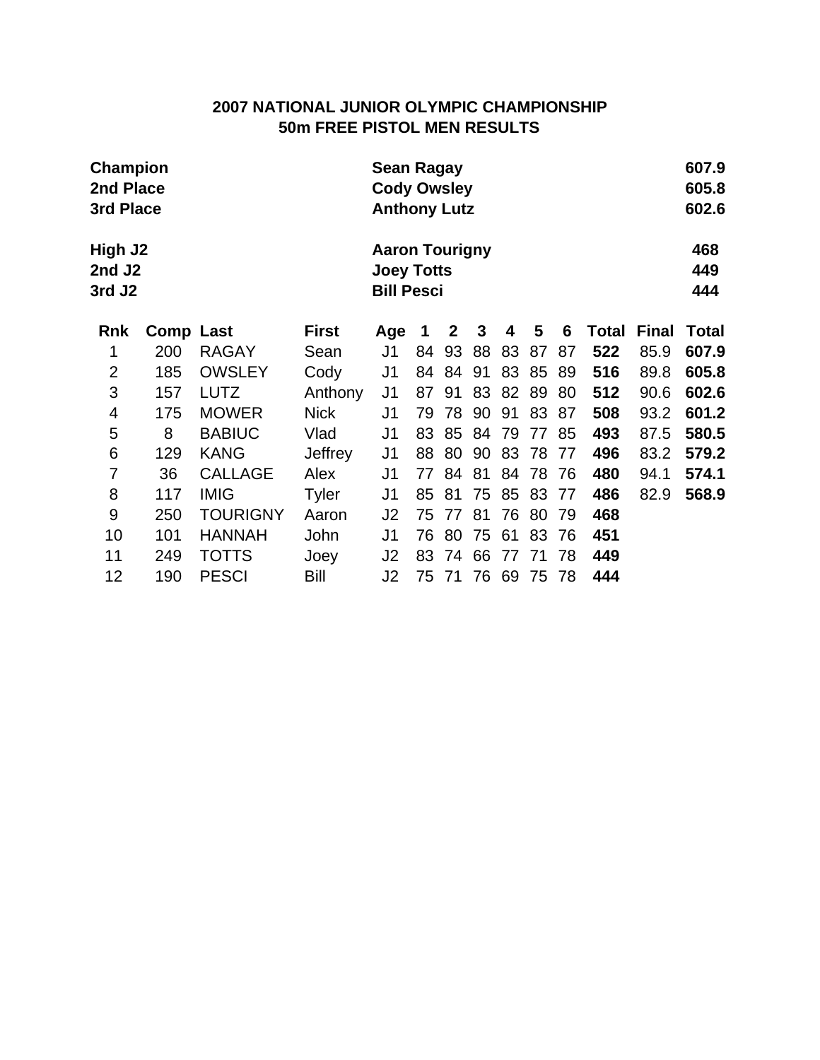## 2007 NATIONAL JUNIOR OLYMPIC CHAMPIONSHIP
## 50m FREE PISTOL MEN RESULTS

| | | |
|---|---|---|
| **Champion** | **Sean Ragay** | **607.9** |
| **2nd Place** | **Cody Owsley** | **605.8** |
| **3rd Place** | **Anthony Lutz** | **602.6** |

| | | |
|---|---|---|
| **High J2** | **Aaron Tourigny** | **468** |
| **2nd J2** | **Joey Totts** | **449** |
| **3rd J2** | **Bill Pesci** | **444** |

| Rnk | Comp | Last | First | Age | 1 | 2 | 3 | 4 | 5 | 6 | Total | Final | Total |
|---|---|---|---|---|---|---|---|---|---|---|---|---|---|
| 1 | 200 | RAGAY | Sean | J1 | 84 | 93 | 88 | 83 | 87 | 87 | **522** | 85.9 | **607.9** |
| 2 | 185 | OWSLEY | Cody | J1 | 84 | 84 | 91 | 83 | 85 | 89 | **516** | 89.8 | **605.8** |
| 3 | 157 | LUTZ | Anthony | J1 | 87 | 91 | 83 | 82 | 89 | 80 | **512** | 90.6 | **602.6** |
| 4 | 175 | MOWER | Nick | J1 | 79 | 78 | 90 | 91 | 83 | 87 | **508** | 93.2 | **601.2** |
| 5 | 8 | BABIUC | Vlad | J1 | 83 | 85 | 84 | 79 | 77 | 85 | **493** | 87.5 | **580.5** |
| 6 | 129 | KANG | Jeffrey | J1 | 88 | 80 | 90 | 83 | 78 | 77 | **496** | 83.2 | **579.2** |
| 7 | 36 | CALLAGE | Alex | J1 | 77 | 84 | 81 | 84 | 78 | 76 | **480** | 94.1 | **574.1** |
| 8 | 117 | IMIG | Tyler | J1 | 85 | 81 | 75 | 85 | 83 | 77 | **486** | 82.9 | **568.9** |
| 9 | 250 | TOURIGNY | Aaron | J2 | 75 | 77 | 81 | 76 | 80 | 79 | **468** | | |
| 10 | 101 | HANNAH | John | J1 | 76 | 80 | 75 | 61 | 83 | 76 | **451** | | |
| 11 | 249 | TOTTS | Joey | J2 | 83 | 74 | 66 | 77 | 71 | 78 | **449** | | |
| 12 | 190 | PESCI | Bill | J2 | 75 | 71 | 76 | 69 | 75 | 78 | **444** | | |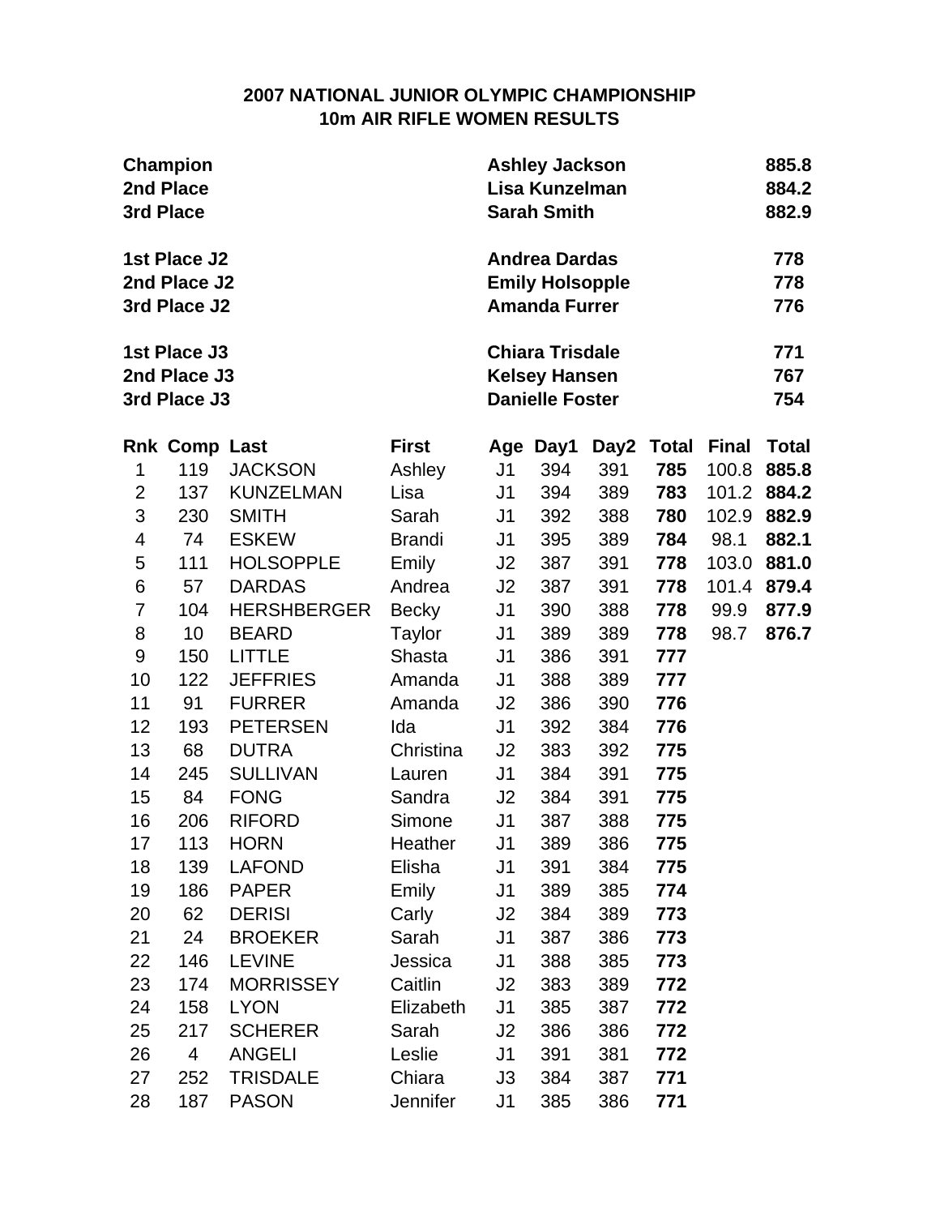## 2007 NATIONAL JUNIOR OLYMPIC CHAMPIONSHIP
## 10m AIR RIFLE WOMEN RESULTS

| | | |
|---|---|---|
| **Champion** | **Ashley Jackson** | **885.8** |
| **2nd Place** | **Lisa Kunzelman** | **884.2** |
| **3rd Place** | **Sarah Smith** | **882.9** |
| | | |
| **1st Place J2** | **Andrea Dardas** | **778** |
| **2nd Place J2** | **Emily Holsopple** | **778** |
| **3rd Place J2** | **Amanda Furrer** | **776** |
| | | |
| **1st Place J3** | **Chiara Trisdale** | **771** |
| **2nd Place J3** | **Kelsey Hansen** | **767** |
| **3rd Place J3** | **Danielle Foster** | **754** |

| Rnk | Comp | Last | First | Age | Day1 | Day2 | Total | Final | Total |
|---|---|---|---|---|---|---|---|---|---|
| 1 | 119 | JACKSON | Ashley | J1 | 394 | 391 | **785** | 100.8 | **885.8** |
| 2 | 137 | KUNZELMAN | Lisa | J1 | 394 | 389 | **783** | 101.2 | **884.2** |
| 3 | 230 | SMITH | Sarah | J1 | 392 | 388 | **780** | 102.9 | **882.9** |
| 4 | 74 | ESKEW | Brandi | J1 | 395 | 389 | **784** | 98.1 | **882.1** |
| 5 | 111 | HOLSOPPLE | Emily | J2 | 387 | 391 | **778** | 103.0 | **881.0** |
| 6 | 57 | DARDAS | Andrea | J2 | 387 | 391 | **778** | 101.4 | **879.4** |
| 7 | 104 | HERSHBERGER | Becky | J1 | 390 | 388 | **778** | 99.9 | **877.9** |
| 8 | 10 | BEARD | Taylor | J1 | 389 | 389 | **778** | 98.7 | **876.7** |
| 9 | 150 | LITTLE | Shasta | J1 | 386 | 391 | **777** | | |
| 10 | 122 | JEFFRIES | Amanda | J1 | 388 | 389 | **777** | | |
| 11 | 91 | FURRER | Amanda | J2 | 386 | 390 | **776** | | |
| 12 | 193 | PETERSEN | Ida | J1 | 392 | 384 | **776** | | |
| 13 | 68 | DUTRA | Christina | J2 | 383 | 392 | **775** | | |
| 14 | 245 | SULLIVAN | Lauren | J1 | 384 | 391 | **775** | | |
| 15 | 84 | FONG | Sandra | J2 | 384 | 391 | **775** | | |
| 16 | 206 | RIFORD | Simone | J1 | 387 | 388 | **775** | | |
| 17 | 113 | HORN | Heather | J1 | 389 | 386 | **775** | | |
| 18 | 139 | LAFOND | Elisha | J1 | 391 | 384 | **775** | | |
| 19 | 186 | PAPER | Emily | J1 | 389 | 385 | **774** | | |
| 20 | 62 | DERISI | Carly | J2 | 384 | 389 | **773** | | |
| 21 | 24 | BROEKER | Sarah | J1 | 387 | 386 | **773** | | |
| 22 | 146 | LEVINE | Jessica | J1 | 388 | 385 | **773** | | |
| 23 | 174 | MORRISSEY | Caitlin | J2 | 383 | 389 | **772** | | |
| 24 | 158 | LYON | Elizabeth | J1 | 385 | 387 | **772** | | |
| 25 | 217 | SCHERER | Sarah | J2 | 386 | 386 | **772** | | |
| 26 | 4 | ANGELI | Leslie | J1 | 391 | 381 | **772** | | |
| 27 | 252 | TRISDALE | Chiara | J3 | 384 | 387 | **771** | | |
| 28 | 187 | PASON | Jennifer | J1 | 385 | 386 | **771** | | |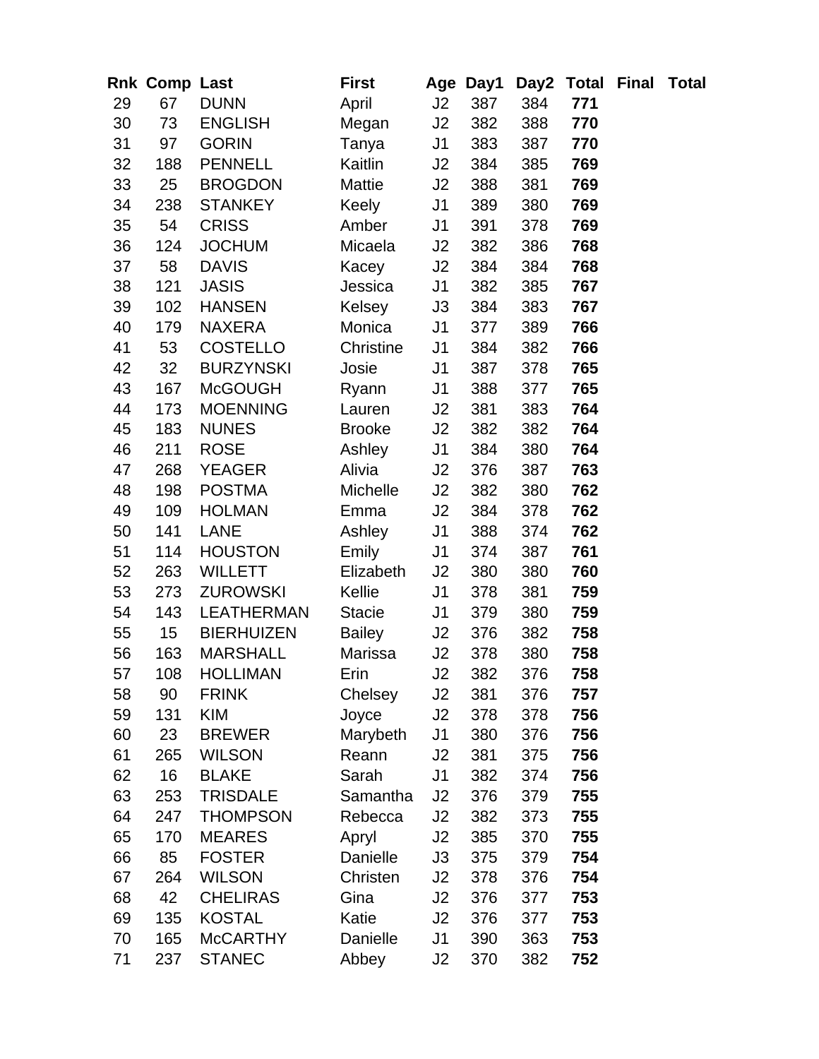| Rnk | Comp | Last | First | Age | Day1 | Day2 | Total | Final | Total |
|---|---|---|---|---|---|---|---|---|---|
| 29 | 67 | DUNN | April | J2 | 387 | 384 | **771** | | |
| 30 | 73 | ENGLISH | Megan | J2 | 382 | 388 | **770** | | |
| 31 | 97 | GORIN | Tanya | J1 | 383 | 387 | **770** | | |
| 32 | 188 | PENNELL | Kaitlin | J2 | 384 | 385 | **769** | | |
| 33 | 25 | BROGDON | Mattie | J2 | 388 | 381 | **769** | | |
| 34 | 238 | STANKEY | Keely | J1 | 389 | 380 | **769** | | |
| 35 | 54 | CRISS | Amber | J1 | 391 | 378 | **769** | | |
| 36 | 124 | JOCHUM | Micaela | J2 | 382 | 386 | **768** | | |
| 37 | 58 | DAVIS | Kacey | J2 | 384 | 384 | **768** | | |
| 38 | 121 | JASIS | Jessica | J1 | 382 | 385 | **767** | | |
| 39 | 102 | HANSEN | Kelsey | J3 | 384 | 383 | **767** | | |
| 40 | 179 | NAXERA | Monica | J1 | 377 | 389 | **766** | | |
| 41 | 53 | COSTELLO | Christine | J1 | 384 | 382 | **766** | | |
| 42 | 32 | BURZYNSKI | Josie | J1 | 387 | 378 | **765** | | |
| 43 | 167 | McGOUGH | Ryann | J1 | 388 | 377 | **765** | | |
| 44 | 173 | MOENNING | Lauren | J2 | 381 | 383 | **764** | | |
| 45 | 183 | NUNES | Brooke | J2 | 382 | 382 | **764** | | |
| 46 | 211 | ROSE | Ashley | J1 | 384 | 380 | **764** | | |
| 47 | 268 | YEAGER | Alivia | J2 | 376 | 387 | **763** | | |
| 48 | 198 | POSTMA | Michelle | J2 | 382 | 380 | **762** | | |
| 49 | 109 | HOLMAN | Emma | J2 | 384 | 378 | **762** | | |
| 50 | 141 | LANE | Ashley | J1 | 388 | 374 | **762** | | |
| 51 | 114 | HOUSTON | Emily | J1 | 374 | 387 | **761** | | |
| 52 | 263 | WILLETT | Elizabeth | J2 | 380 | 380 | **760** | | |
| 53 | 273 | ZUROWSKI | Kellie | J1 | 378 | 381 | **759** | | |
| 54 | 143 | LEATHERMAN | Stacie | J1 | 379 | 380 | **759** | | |
| 55 | 15 | BIERHUIZEN | Bailey | J2 | 376 | 382 | **758** | | |
| 56 | 163 | MARSHALL | Marissa | J2 | 378 | 380 | **758** | | |
| 57 | 108 | HOLLIMAN | Erin | J2 | 382 | 376 | **758** | | |
| 58 | 90 | FRINK | Chelsey | J2 | 381 | 376 | **757** | | |
| 59 | 131 | KIM | Joyce | J2 | 378 | 378 | **756** | | |
| 60 | 23 | BREWER | Marybeth | J1 | 380 | 376 | **756** | | |
| 61 | 265 | WILSON | Reann | J2 | 381 | 375 | **756** | | |
| 62 | 16 | BLAKE | Sarah | J1 | 382 | 374 | **756** | | |
| 63 | 253 | TRISDALE | Samantha | J2 | 376 | 379 | **755** | | |
| 64 | 247 | THOMPSON | Rebecca | J2 | 382 | 373 | **755** | | |
| 65 | 170 | MEARES | Apryl | J2 | 385 | 370 | **755** | | |
| 66 | 85 | FOSTER | Danielle | J3 | 375 | 379 | **754** | | |
| 67 | 264 | WILSON | Christen | J2 | 378 | 376 | **754** | | |
| 68 | 42 | CHELIRAS | Gina | J2 | 376 | 377 | **753** | | |
| 69 | 135 | KOSTAL | Katie | J2 | 376 | 377 | **753** | | |
| 70 | 165 | McCARTHY | Danielle | J1 | 390 | 363 | **753** | | |
| 71 | 237 | STANEC | Abbey | J2 | 370 | 382 | **752** | | |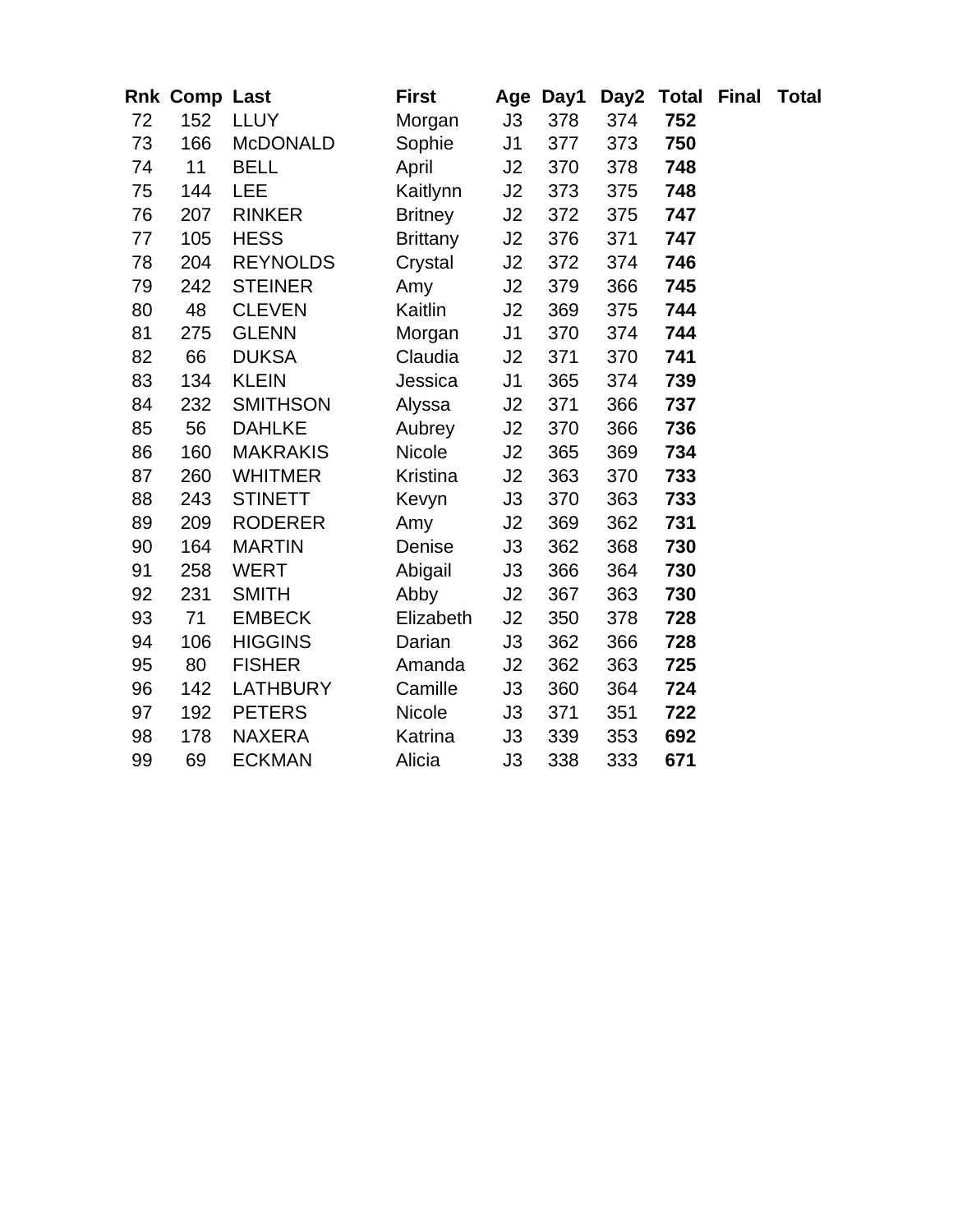| Rnk | Comp | Last | First | Age | Day1 | Day2 | Total | Final | Total |
|---|---|---|---|---|---|---|---|---|---|
| 72 | 152 | LLUY | Morgan | J3 | 378 | 374 | **752** | | |
| 73 | 166 | McDONALD | Sophie | J1 | 377 | 373 | **750** | | |
| 74 | 11 | BELL | April | J2 | 370 | 378 | **748** | | |
| 75 | 144 | LEE | Kaitlynn | J2 | 373 | 375 | **748** | | |
| 76 | 207 | RINKER | Britney | J2 | 372 | 375 | **747** | | |
| 77 | 105 | HESS | Brittany | J2 | 376 | 371 | **747** | | |
| 78 | 204 | REYNOLDS | Crystal | J2 | 372 | 374 | **746** | | |
| 79 | 242 | STEINER | Amy | J2 | 379 | 366 | **745** | | |
| 80 | 48 | CLEVEN | Kaitlin | J2 | 369 | 375 | **744** | | |
| 81 | 275 | GLENN | Morgan | J1 | 370 | 374 | **744** | | |
| 82 | 66 | DUKSA | Claudia | J2 | 371 | 370 | **741** | | |
| 83 | 134 | KLEIN | Jessica | J1 | 365 | 374 | **739** | | |
| 84 | 232 | SMITHSON | Alyssa | J2 | 371 | 366 | **737** | | |
| 85 | 56 | DAHLKE | Aubrey | J2 | 370 | 366 | **736** | | |
| 86 | 160 | MAKRAKIS | Nicole | J2 | 365 | 369 | **734** | | |
| 87 | 260 | WHITMER | Kristina | J2 | 363 | 370 | **733** | | |
| 88 | 243 | STINETT | Kevyn | J3 | 370 | 363 | **733** | | |
| 89 | 209 | RODERER | Amy | J2 | 369 | 362 | **731** | | |
| 90 | 164 | MARTIN | Denise | J3 | 362 | 368 | **730** | | |
| 91 | 258 | WERT | Abigail | J3 | 366 | 364 | **730** | | |
| 92 | 231 | SMITH | Abby | J2 | 367 | 363 | **730** | | |
| 93 | 71 | EMBECK | Elizabeth | J2 | 350 | 378 | **728** | | |
| 94 | 106 | HIGGINS | Darian | J3 | 362 | 366 | **728** | | |
| 95 | 80 | FISHER | Amanda | J2 | 362 | 363 | **725** | | |
| 96 | 142 | LATHBURY | Camille | J3 | 360 | 364 | **724** | | |
| 97 | 192 | PETERS | Nicole | J3 | 371 | 351 | **722** | | |
| 98 | 178 | NAXERA | Katrina | J3 | 339 | 353 | **692** | | |
| 99 | 69 | ECKMAN | Alicia | J3 | 338 | 333 | **671** | | |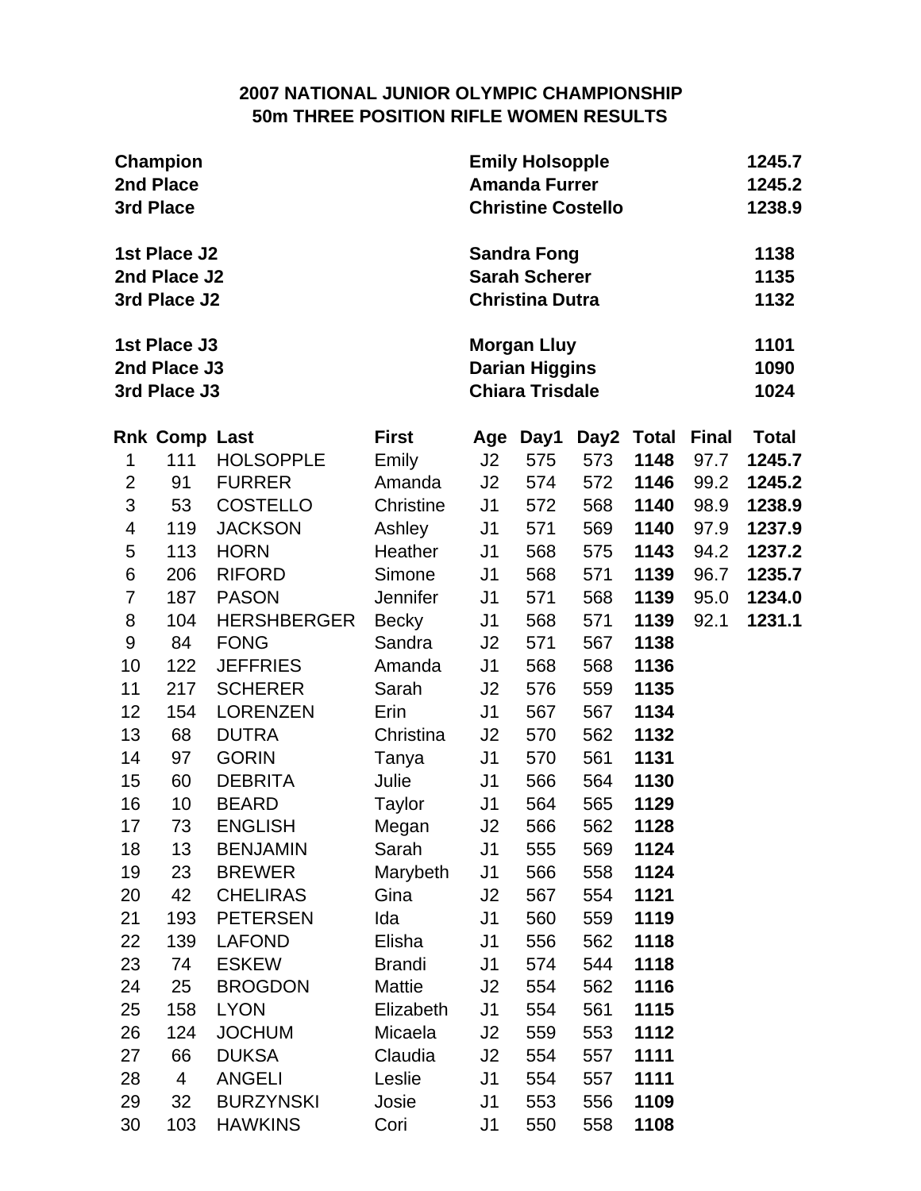# 2007 NATIONAL JUNIOR OLYMPIC CHAMPIONSHIP
## 50m THREE POSITION RIFLE WOMEN RESULTS

| | | |
|---|---|---|
| **Champion** | **Emily Holsopple** | **1245.7** |
| **2nd Place** | **Amanda Furrer** | **1245.2** |
| **3rd Place** | **Christine Costello** | **1238.9** |
| | | |
| **1st Place J2** | **Sandra Fong** | **1138** |
| **2nd Place J2** | **Sarah Scherer** | **1135** |
| **3rd Place J2** | **Christina Dutra** | **1132** |
| | | |
| **1st Place J3** | **Morgan Lluy** | **1101** |
| **2nd Place J3** | **Darian Higgins** | **1090** |
| **3rd Place J3** | **Chiara Trisdale** | **1024** |

| Rnk | Comp | Last | First | Age | Day1 | Day2 | Total | Final | Total |
|---|---|---|---|---|---|---|---|---|---|
| 1 | 111 | HOLSOPPLE | Emily | J2 | 575 | 573 | **1148** | 97.7 | **1245.7** |
| 2 | 91 | FURRER | Amanda | J2 | 574 | 572 | **1146** | 99.2 | **1245.2** |
| 3 | 53 | COSTELLO | Christine | J1 | 572 | 568 | **1140** | 98.9 | **1238.9** |
| 4 | 119 | JACKSON | Ashley | J1 | 571 | 569 | **1140** | 97.9 | **1237.9** |
| 5 | 113 | HORN | Heather | J1 | 568 | 575 | **1143** | 94.2 | **1237.2** |
| 6 | 206 | RIFORD | Simone | J1 | 568 | 571 | **1139** | 96.7 | **1235.7** |
| 7 | 187 | PASON | Jennifer | J1 | 571 | 568 | **1139** | 95.0 | **1234.0** |
| 8 | 104 | HERSHBERGER | Becky | J1 | 568 | 571 | **1139** | 92.1 | **1231.1** |
| 9 | 84 | FONG | Sandra | J2 | 571 | 567 | **1138** | | |
| 10 | 122 | JEFFRIES | Amanda | J1 | 568 | 568 | **1136** | | |
| 11 | 217 | SCHERER | Sarah | J2 | 576 | 559 | **1135** | | |
| 12 | 154 | LORENZEN | Erin | J1 | 567 | 567 | **1134** | | |
| 13 | 68 | DUTRA | Christina | J2 | 570 | 562 | **1132** | | |
| 14 | 97 | GORIN | Tanya | J1 | 570 | 561 | **1131** | | |
| 15 | 60 | DEBRITA | Julie | J1 | 566 | 564 | **1130** | | |
| 16 | 10 | BEARD | Taylor | J1 | 564 | 565 | **1129** | | |
| 17 | 73 | ENGLISH | Megan | J2 | 566 | 562 | **1128** | | |
| 18 | 13 | BENJAMIN | Sarah | J1 | 555 | 569 | **1124** | | |
| 19 | 23 | BREWER | Marybeth | J1 | 566 | 558 | **1124** | | |
| 20 | 42 | CHELIRAS | Gina | J2 | 567 | 554 | **1121** | | |
| 21 | 193 | PETERSEN | Ida | J1 | 560 | 559 | **1119** | | |
| 22 | 139 | LAFOND | Elisha | J1 | 556 | 562 | **1118** | | |
| 23 | 74 | ESKEW | Brandi | J1 | 574 | 544 | **1118** | | |
| 24 | 25 | BROGDON | Mattie | J2 | 554 | 562 | **1116** | | |
| 25 | 158 | LYON | Elizabeth | J1 | 554 | 561 | **1115** | | |
| 26 | 124 | JOCHUM | Micaela | J2 | 559 | 553 | **1112** | | |
| 27 | 66 | DUKSA | Claudia | J2 | 554 | 557 | **1111** | | |
| 28 | 4 | ANGELI | Leslie | J1 | 554 | 557 | **1111** | | |
| 29 | 32 | BURZYNSKI | Josie | J1 | 553 | 556 | **1109** | | |
| 30 | 103 | HAWKINS | Cori | J1 | 550 | 558 | **1108** | | |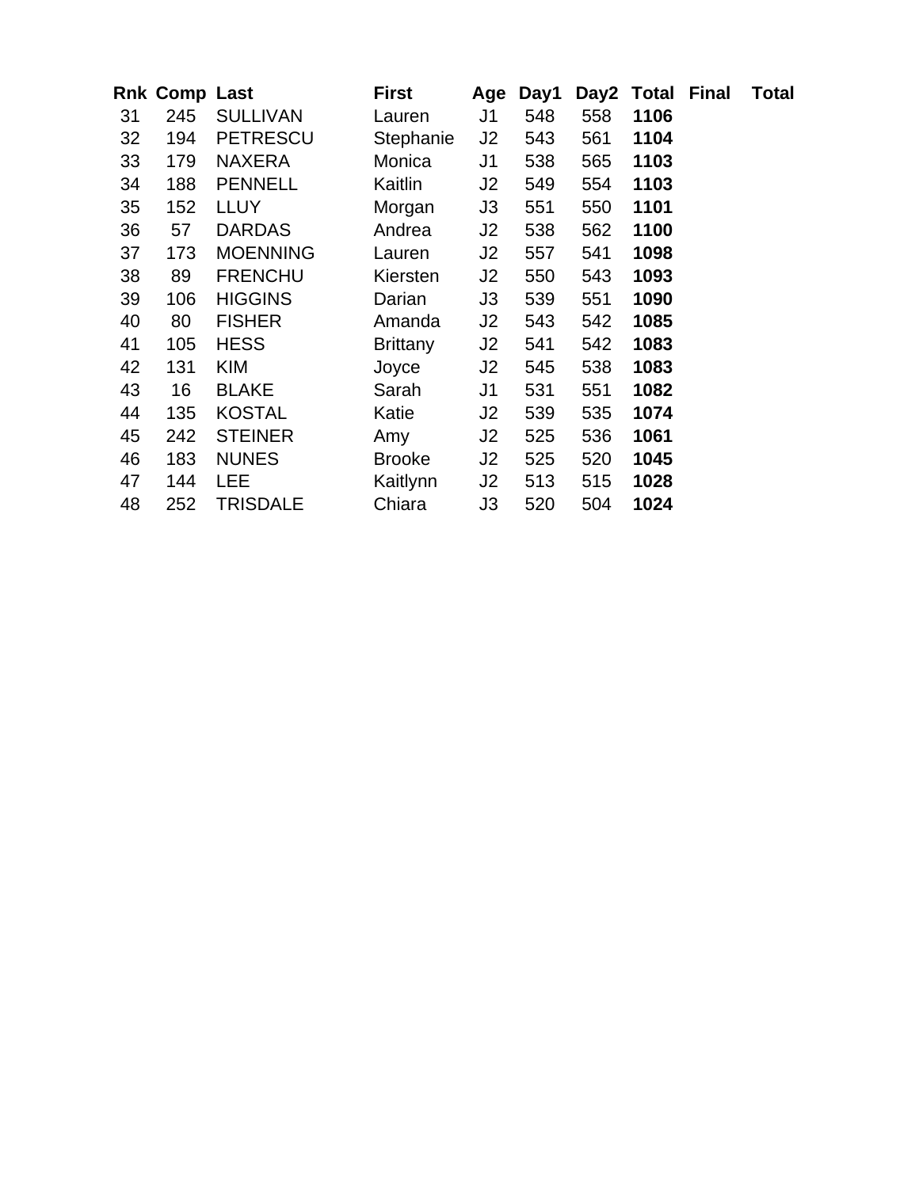| Rnk | Comp | Last | First | Age | Day1 | Day2 | Total | Final | Total |
|---|---|---|---|---|---|---|---|---|---|
| 31 | 245 | SULLIVAN | Lauren | J1 | 548 | 558 | **1106** | | |
| 32 | 194 | PETRESCU | Stephanie | J2 | 543 | 561 | **1104** | | |
| 33 | 179 | NAXERA | Monica | J1 | 538 | 565 | **1103** | | |
| 34 | 188 | PENNELL | Kaitlin | J2 | 549 | 554 | **1103** | | |
| 35 | 152 | LLUY | Morgan | J3 | 551 | 550 | **1101** | | |
| 36 | 57 | DARDAS | Andrea | J2 | 538 | 562 | **1100** | | |
| 37 | 173 | MOENNING | Lauren | J2 | 557 | 541 | **1098** | | |
| 38 | 89 | FRENCHU | Kiersten | J2 | 550 | 543 | **1093** | | |
| 39 | 106 | HIGGINS | Darian | J3 | 539 | 551 | **1090** | | |
| 40 | 80 | FISHER | Amanda | J2 | 543 | 542 | **1085** | | |
| 41 | 105 | HESS | Brittany | J2 | 541 | 542 | **1083** | | |
| 42 | 131 | KIM | Joyce | J2 | 545 | 538 | **1083** | | |
| 43 | 16 | BLAKE | Sarah | J1 | 531 | 551 | **1082** | | |
| 44 | 135 | KOSTAL | Katie | J2 | 539 | 535 | **1074** | | |
| 45 | 242 | STEINER | Amy | J2 | 525 | 536 | **1061** | | |
| 46 | 183 | NUNES | Brooke | J2 | 525 | 520 | **1045** | | |
| 47 | 144 | LEE | Kaitlynn | J2 | 513 | 515 | **1028** | | |
| 48 | 252 | TRISDALE | Chiara | J3 | 520 | 504 | **1024** | | |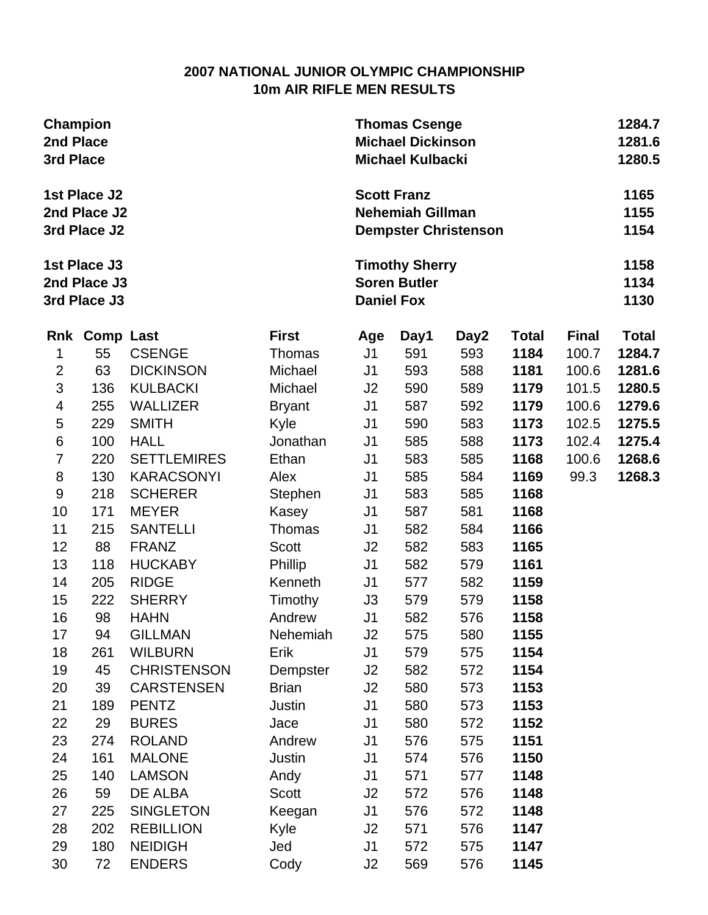## 2007 NATIONAL JUNIOR OLYMPIC CHAMPIONSHIP
## 10m AIR RIFLE MEN RESULTS

| | | |
|---|---|---|
| **Champion** | **Thomas Csenge** | **1284.7** |
| **2nd Place** | **Michael Dickinson** | **1281.6** |
| **3rd Place** | **Michael Kulbacki** | **1280.5** |
| | | |
| **1st Place J2** | **Scott Franz** | **1165** |
| **2nd Place J2** | **Nehemiah Gillman** | **1155** |
| **3rd Place J2** | **Dempster Christenson** | **1154** |
| | | |
| **1st Place J3** | **Timothy Sherry** | **1158** |
| **2nd Place J3** | **Soren Butler** | **1134** |
| **3rd Place J3** | **Daniel Fox** | **1130** |

| Rnk | Comp | Last | First | Age | Day1 | Day2 | Total | Final | Total |
|---|---|---|---|---|---|---|---|---|---|
| 1 | 55 | CSENGE | Thomas | J1 | 591 | 593 | **1184** | 100.7 | **1284.7** |
| 2 | 63 | DICKINSON | Michael | J1 | 593 | 588 | **1181** | 100.6 | **1281.6** |
| 3 | 136 | KULBACKI | Michael | J2 | 590 | 589 | **1179** | 101.5 | **1280.5** |
| 4 | 255 | WALLIZER | Bryant | J1 | 587 | 592 | **1179** | 100.6 | **1279.6** |
| 5 | 229 | SMITH | Kyle | J1 | 590 | 583 | **1173** | 102.5 | **1275.5** |
| 6 | 100 | HALL | Jonathan | J1 | 585 | 588 | **1173** | 102.4 | **1275.4** |
| 7 | 220 | SETTLEMIRES | Ethan | J1 | 583 | 585 | **1168** | 100.6 | **1268.6** |
| 8 | 130 | KARACSONYI | Alex | J1 | 585 | 584 | **1169** | 99.3 | **1268.3** |
| 9 | 218 | SCHERER | Stephen | J1 | 583 | 585 | **1168** | | |
| 10 | 171 | MEYER | Kasey | J1 | 587 | 581 | **1168** | | |
| 11 | 215 | SANTELLI | Thomas | J1 | 582 | 584 | **1166** | | |
| 12 | 88 | FRANZ | Scott | J2 | 582 | 583 | **1165** | | |
| 13 | 118 | HUCKABY | Phillip | J1 | 582 | 579 | **1161** | | |
| 14 | 205 | RIDGE | Kenneth | J1 | 577 | 582 | **1159** | | |
| 15 | 222 | SHERRY | Timothy | J3 | 579 | 579 | **1158** | | |
| 16 | 98 | HAHN | Andrew | J1 | 582 | 576 | **1158** | | |
| 17 | 94 | GILLMAN | Nehemiah | J2 | 575 | 580 | **1155** | | |
| 18 | 261 | WILBURN | Erik | J1 | 579 | 575 | **1154** | | |
| 19 | 45 | CHRISTENSON | Dempster | J2 | 582 | 572 | **1154** | | |
| 20 | 39 | CARSTENSEN | Brian | J2 | 580 | 573 | **1153** | | |
| 21 | 189 | PENTZ | Justin | J1 | 580 | 573 | **1153** | | |
| 22 | 29 | BURES | Jace | J1 | 580 | 572 | **1152** | | |
| 23 | 274 | ROLAND | Andrew | J1 | 576 | 575 | **1151** | | |
| 24 | 161 | MALONE | Justin | J1 | 574 | 576 | **1150** | | |
| 25 | 140 | LAMSON | Andy | J1 | 571 | 577 | **1148** | | |
| 26 | 59 | DE ALBA | Scott | J2 | 572 | 576 | **1148** | | |
| 27 | 225 | SINGLETON | Keegan | J1 | 576 | 572 | **1148** | | |
| 28 | 202 | REBILLION | Kyle | J2 | 571 | 576 | **1147** | | |
| 29 | 180 | NEIDIGH | Jed | J1 | 572 | 575 | **1147** | | |
| 30 | 72 | ENDERS | Cody | J2 | 569 | 576 | **1145** | | |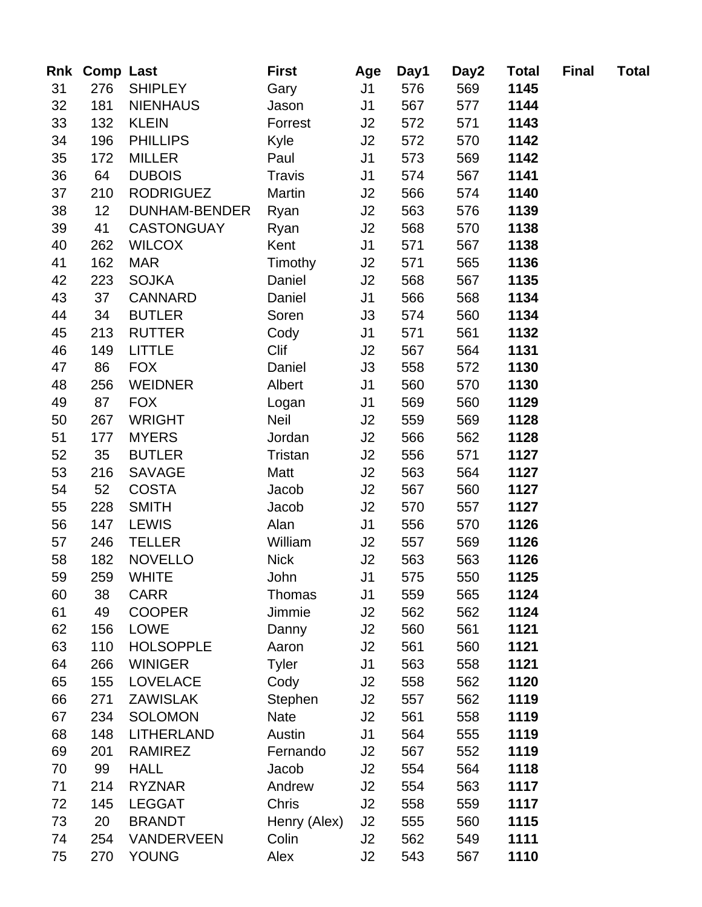| Rnk | Comp | Last | First | Age | Day1 | Day2 | Total | Final | Total |
|---|---|---|---|---|---|---|---|---|---|
| 31 | 276 | SHIPLEY | Gary | J1 | 576 | 569 | **1145** | | |
| 32 | 181 | NIENHAUS | Jason | J1 | 567 | 577 | **1144** | | |
| 33 | 132 | KLEIN | Forrest | J2 | 572 | 571 | **1143** | | |
| 34 | 196 | PHILLIPS | Kyle | J2 | 572 | 570 | **1142** | | |
| 35 | 172 | MILLER | Paul | J1 | 573 | 569 | **1142** | | |
| 36 | 64 | DUBOIS | Travis | J1 | 574 | 567 | **1141** | | |
| 37 | 210 | RODRIGUEZ | Martin | J2 | 566 | 574 | **1140** | | |
| 38 | 12 | DUNHAM-BENDER | Ryan | J2 | 563 | 576 | **1139** | | |
| 39 | 41 | CASTONGUAY | Ryan | J2 | 568 | 570 | **1138** | | |
| 40 | 262 | WILCOX | Kent | J1 | 571 | 567 | **1138** | | |
| 41 | 162 | MAR | Timothy | J2 | 571 | 565 | **1136** | | |
| 42 | 223 | SOJKA | Daniel | J2 | 568 | 567 | **1135** | | |
| 43 | 37 | CANNARD | Daniel | J1 | 566 | 568 | **1134** | | |
| 44 | 34 | BUTLER | Soren | J3 | 574 | 560 | **1134** | | |
| 45 | 213 | RUTTER | Cody | J1 | 571 | 561 | **1132** | | |
| 46 | 149 | LITTLE | Clif | J2 | 567 | 564 | **1131** | | |
| 47 | 86 | FOX | Daniel | J3 | 558 | 572 | **1130** | | |
| 48 | 256 | WEIDNER | Albert | J1 | 560 | 570 | **1130** | | |
| 49 | 87 | FOX | Logan | J1 | 569 | 560 | **1129** | | |
| 50 | 267 | WRIGHT | Neil | J2 | 559 | 569 | **1128** | | |
| 51 | 177 | MYERS | Jordan | J2 | 566 | 562 | **1128** | | |
| 52 | 35 | BUTLER | Tristan | J2 | 556 | 571 | **1127** | | |
| 53 | 216 | SAVAGE | Matt | J2 | 563 | 564 | **1127** | | |
| 54 | 52 | COSTA | Jacob | J2 | 567 | 560 | **1127** | | |
| 55 | 228 | SMITH | Jacob | J2 | 570 | 557 | **1127** | | |
| 56 | 147 | LEWIS | Alan | J1 | 556 | 570 | **1126** | | |
| 57 | 246 | TELLER | William | J2 | 557 | 569 | **1126** | | |
| 58 | 182 | NOVELLO | Nick | J2 | 563 | 563 | **1126** | | |
| 59 | 259 | WHITE | John | J1 | 575 | 550 | **1125** | | |
| 60 | 38 | CARR | Thomas | J1 | 559 | 565 | **1124** | | |
| 61 | 49 | COOPER | Jimmie | J2 | 562 | 562 | **1124** | | |
| 62 | 156 | LOWE | Danny | J2 | 560 | 561 | **1121** | | |
| 63 | 110 | HOLSOPPLE | Aaron | J2 | 561 | 560 | **1121** | | |
| 64 | 266 | WINIGER | Tyler | J1 | 563 | 558 | **1121** | | |
| 65 | 155 | LOVELACE | Cody | J2 | 558 | 562 | **1120** | | |
| 66 | 271 | ZAWISLAK | Stephen | J2 | 557 | 562 | **1119** | | |
| 67 | 234 | SOLOMON | Nate | J2 | 561 | 558 | **1119** | | |
| 68 | 148 | LITHERLAND | Austin | J1 | 564 | 555 | **1119** | | |
| 69 | 201 | RAMIREZ | Fernando | J2 | 567 | 552 | **1119** | | |
| 70 | 99 | HALL | Jacob | J2 | 554 | 564 | **1118** | | |
| 71 | 214 | RYZNAR | Andrew | J2 | 554 | 563 | **1117** | | |
| 72 | 145 | LEGGAT | Chris | J2 | 558 | 559 | **1117** | | |
| 73 | 20 | BRANDT | Henry (Alex) | J2 | 555 | 560 | **1115** | | |
| 74 | 254 | VANDERVEEN | Colin | J2 | 562 | 549 | **1111** | | |
| 75 | 270 | YOUNG | Alex | J2 | 543 | 567 | **1110** | | |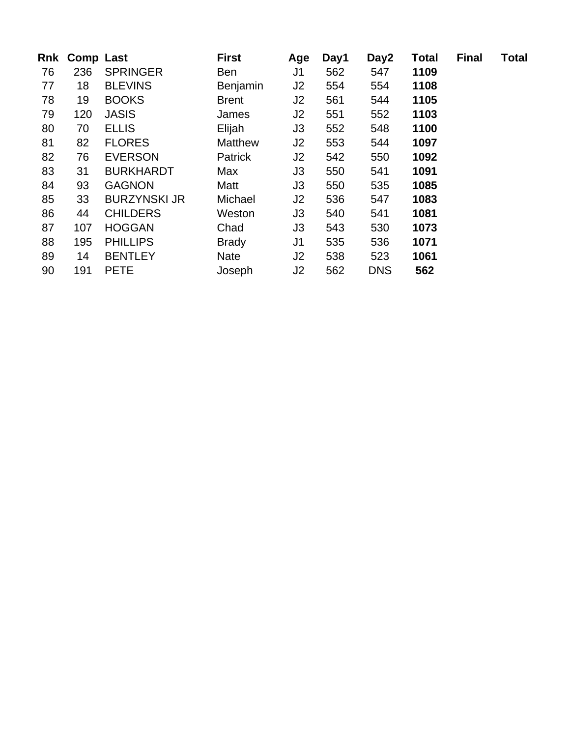| Rnk | Comp | Last | First | Age | Day1 | Day2 | Total | Final | Total |
|---|---|---|---|---|---|---|---|---|---|
| 76 | 236 | SPRINGER | Ben | J1 | 562 | 547 | **1109** | | |
| 77 | 18 | BLEVINS | Benjamin | J2 | 554 | 554 | **1108** | | |
| 78 | 19 | BOOKS | Brent | J2 | 561 | 544 | **1105** | | |
| 79 | 120 | JASIS | James | J2 | 551 | 552 | **1103** | | |
| 80 | 70 | ELLIS | Elijah | J3 | 552 | 548 | **1100** | | |
| 81 | 82 | FLORES | Matthew | J2 | 553 | 544 | **1097** | | |
| 82 | 76 | EVERSON | Patrick | J2 | 542 | 550 | **1092** | | |
| 83 | 31 | BURKHARDT | Max | J3 | 550 | 541 | **1091** | | |
| 84 | 93 | GAGNON | Matt | J3 | 550 | 535 | **1085** | | |
| 85 | 33 | BURZYNSKI JR | Michael | J2 | 536 | 547 | **1083** | | |
| 86 | 44 | CHILDERS | Weston | J3 | 540 | 541 | **1081** | | |
| 87 | 107 | HOGGAN | Chad | J3 | 543 | 530 | **1073** | | |
| 88 | 195 | PHILLIPS | Brady | J1 | 535 | 536 | **1071** | | |
| 89 | 14 | BENTLEY | Nate | J2 | 538 | 523 | **1061** | | |
| 90 | 191 | PETE | Joseph | J2 | 562 | DNS | **562** | | |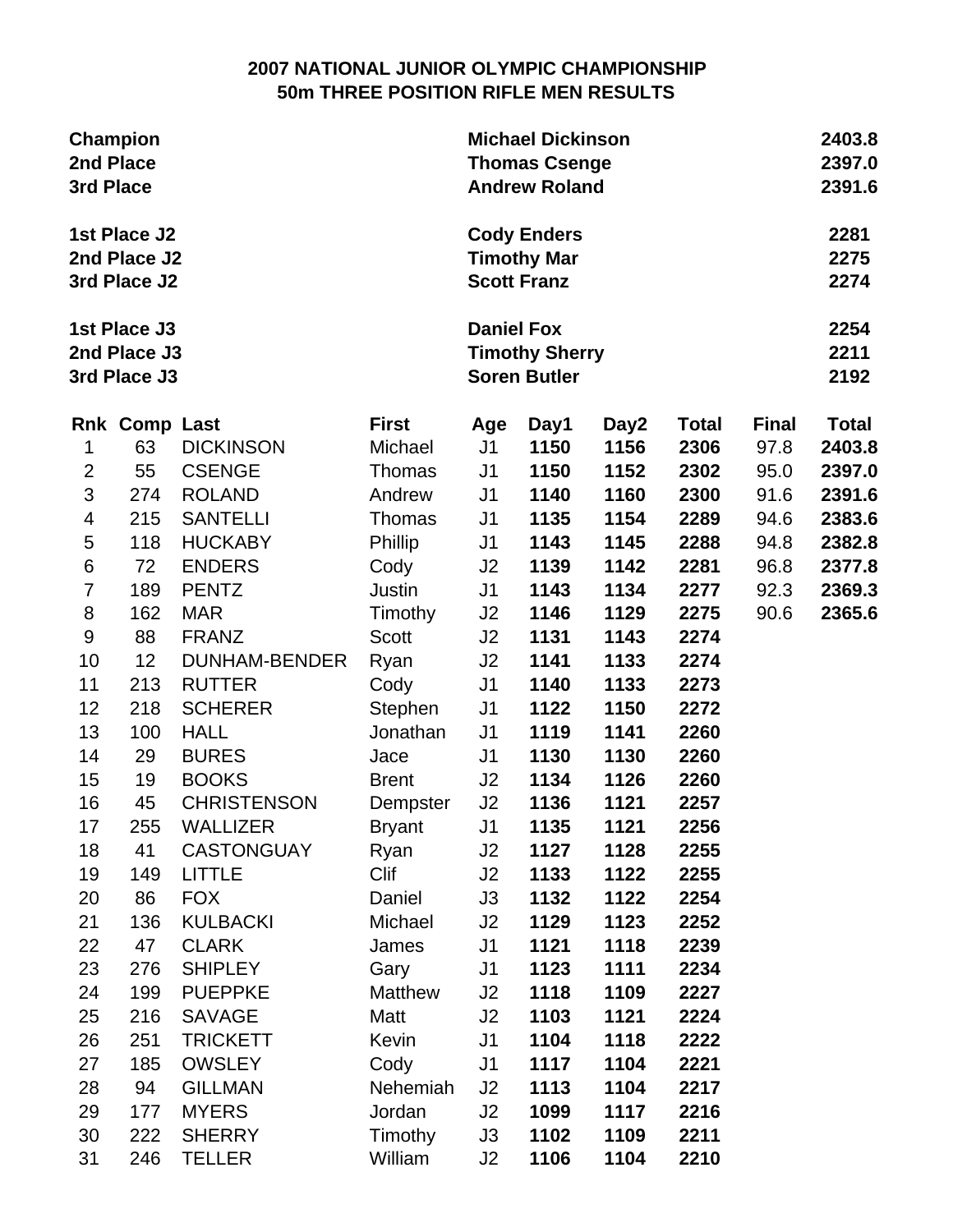# 2007 NATIONAL JUNIOR OLYMPIC CHAMPIONSHIP
## 50m THREE POSITION RIFLE MEN RESULTS

| | | |
|---|---|---|
| **Champion** | **Michael Dickinson** | **2403.8** |
| **2nd Place** | **Thomas Csenge** | **2397.0** |
| **3rd Place** | **Andrew Roland** | **2391.6** |
| | | |
| **1st Place J2** | **Cody Enders** | **2281** |
| **2nd Place J2** | **Timothy Mar** | **2275** |
| **3rd Place J2** | **Scott Franz** | **2274** |
| | | |
| **1st Place J3** | **Daniel Fox** | **2254** |
| **2nd Place J3** | **Timothy Sherry** | **2211** |
| **3rd Place J3** | **Soren Butler** | **2192** |

| Rnk | Comp | Last | First | Age | Day1 | Day2 | Total | Final | Total |
|---|---|---|---|---|---|---|---|---|---|
| 1 | 63 | DICKINSON | Michael | J1 | **1150** | **1156** | **2306** | 97.8 | **2403.8** |
| 2 | 55 | CSENGE | Thomas | J1 | **1150** | **1152** | **2302** | 95.0 | **2397.0** |
| 3 | 274 | ROLAND | Andrew | J1 | **1140** | **1160** | **2300** | 91.6 | **2391.6** |
| 4 | 215 | SANTELLI | Thomas | J1 | **1135** | **1154** | **2289** | 94.6 | **2383.6** |
| 5 | 118 | HUCKABY | Phillip | J1 | **1143** | **1145** | **2288** | 94.8 | **2382.8** |
| 6 | 72 | ENDERS | Cody | J2 | **1139** | **1142** | **2281** | 96.8 | **2377.8** |
| 7 | 189 | PENTZ | Justin | J1 | **1143** | **1134** | **2277** | 92.3 | **2369.3** |
| 8 | 162 | MAR | Timothy | J2 | **1146** | **1129** | **2275** | 90.6 | **2365.6** |
| 9 | 88 | FRANZ | Scott | J2 | **1131** | **1143** | **2274** | | |
| 10 | 12 | DUNHAM-BENDER | Ryan | J2 | **1141** | **1133** | **2274** | | |
| 11 | 213 | RUTTER | Cody | J1 | **1140** | **1133** | **2273** | | |
| 12 | 218 | SCHERER | Stephen | J1 | **1122** | **1150** | **2272** | | |
| 13 | 100 | HALL | Jonathan | J1 | **1119** | **1141** | **2260** | | |
| 14 | 29 | BURES | Jace | J1 | **1130** | **1130** | **2260** | | |
| 15 | 19 | BOOKS | Brent | J2 | **1134** | **1126** | **2260** | | |
| 16 | 45 | CHRISTENSON | Dempster | J2 | **1136** | **1121** | **2257** | | |
| 17 | 255 | WALLIZER | Bryant | J1 | **1135** | **1121** | **2256** | | |
| 18 | 41 | CASTONGUAY | Ryan | J2 | **1127** | **1128** | **2255** | | |
| 19 | 149 | LITTLE | Clif | J2 | **1133** | **1122** | **2255** | | |
| 20 | 86 | FOX | Daniel | J3 | **1132** | **1122** | **2254** | | |
| 21 | 136 | KULBACKI | Michael | J2 | **1129** | **1123** | **2252** | | |
| 22 | 47 | CLARK | James | J1 | **1121** | **1118** | **2239** | | |
| 23 | 276 | SHIPLEY | Gary | J1 | **1123** | **1111** | **2234** | | |
| 24 | 199 | PUEPPKE | Matthew | J2 | **1118** | **1109** | **2227** | | |
| 25 | 216 | SAVAGE | Matt | J2 | **1103** | **1121** | **2224** | | |
| 26 | 251 | TRICKETT | Kevin | J1 | **1104** | **1118** | **2222** | | |
| 27 | 185 | OWSLEY | Cody | J1 | **1117** | **1104** | **2221** | | |
| 28 | 94 | GILLMAN | Nehemiah | J2 | **1113** | **1104** | **2217** | | |
| 29 | 177 | MYERS | Jordan | J2 | **1099** | **1117** | **2216** | | |
| 30 | 222 | SHERRY | Timothy | J3 | **1102** | **1109** | **2211** | | |
| 31 | 246 | TELLER | William | J2 | **1106** | **1104** | **2210** | | |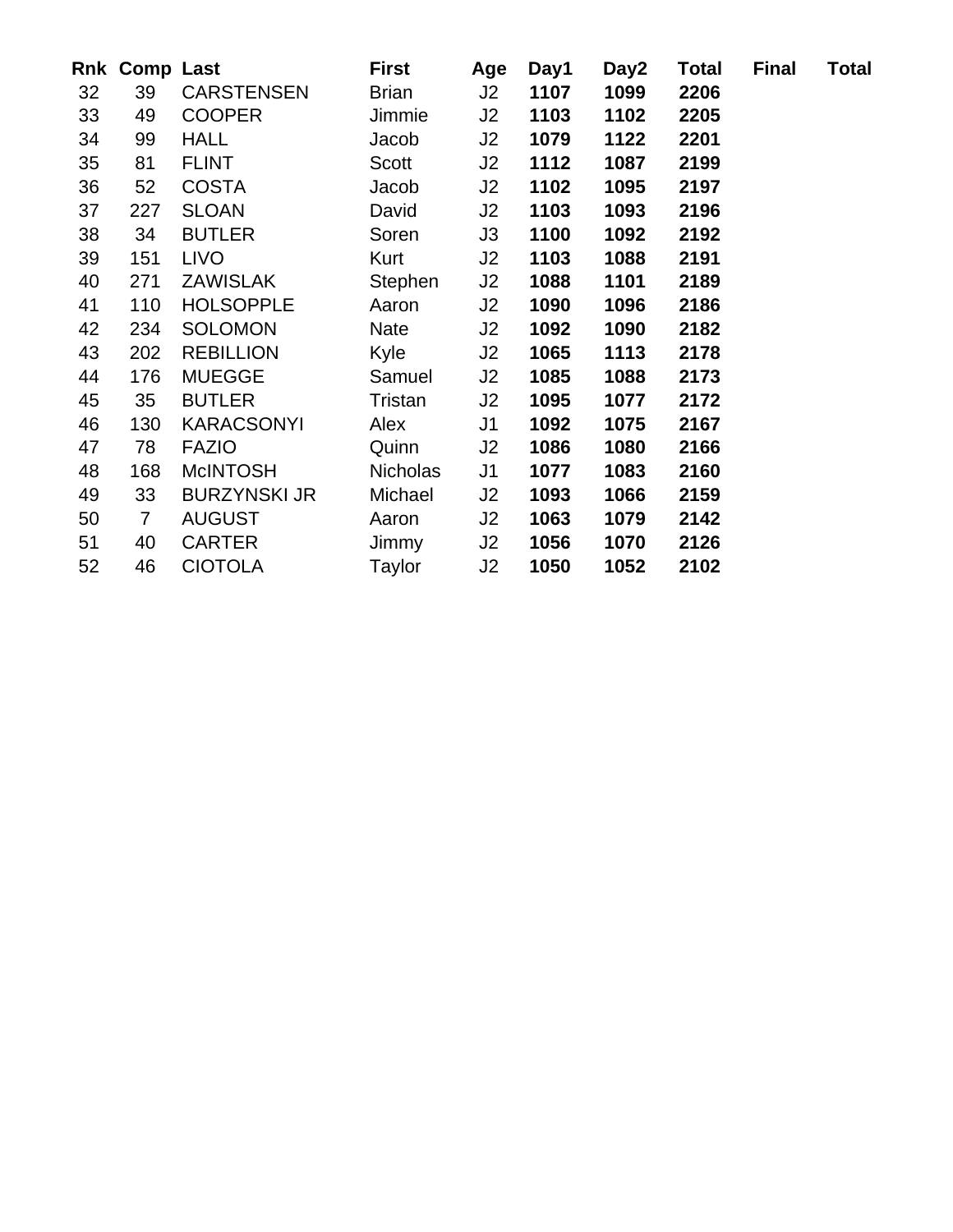| Rnk | Comp | Last | First | Age | Day1 | Day2 | Total | Final | Total |
|---|---|---|---|---|---|---|---|---|---|
| 32 | 39 | CARSTENSEN | Brian | J2 | **1107** | **1099** | **2206** | | |
| 33 | 49 | COOPER | Jimmie | J2 | **1103** | **1102** | **2205** | | |
| 34 | 99 | HALL | Jacob | J2 | **1079** | **1122** | **2201** | | |
| 35 | 81 | FLINT | Scott | J2 | **1112** | **1087** | **2199** | | |
| 36 | 52 | COSTA | Jacob | J2 | **1102** | **1095** | **2197** | | |
| 37 | 227 | SLOAN | David | J2 | **1103** | **1093** | **2196** | | |
| 38 | 34 | BUTLER | Soren | J3 | **1100** | **1092** | **2192** | | |
| 39 | 151 | LIVO | Kurt | J2 | **1103** | **1088** | **2191** | | |
| 40 | 271 | ZAWISLAK | Stephen | J2 | **1088** | **1101** | **2189** | | |
| 41 | 110 | HOLSOPPLE | Aaron | J2 | **1090** | **1096** | **2186** | | |
| 42 | 234 | SOLOMON | Nate | J2 | **1092** | **1090** | **2182** | | |
| 43 | 202 | REBILLION | Kyle | J2 | **1065** | **1113** | **2178** | | |
| 44 | 176 | MUEGGE | Samuel | J2 | **1085** | **1088** | **2173** | | |
| 45 | 35 | BUTLER | Tristan | J2 | **1095** | **1077** | **2172** | | |
| 46 | 130 | KARACSONYI | Alex | J1 | **1092** | **1075** | **2167** | | |
| 47 | 78 | FAZIO | Quinn | J2 | **1086** | **1080** | **2166** | | |
| 48 | 168 | McINTOSH | Nicholas | J1 | **1077** | **1083** | **2160** | | |
| 49 | 33 | BURZYNSKI JR | Michael | J2 | **1093** | **1066** | **2159** | | |
| 50 | 7 | AUGUST | Aaron | J2 | **1063** | **1079** | **2142** | | |
| 51 | 40 | CARTER | Jimmy | J2 | **1056** | **1070** | **2126** | | |
| 52 | 46 | CIOTOLA | Taylor | J2 | **1050** | **1052** | **2102** | | |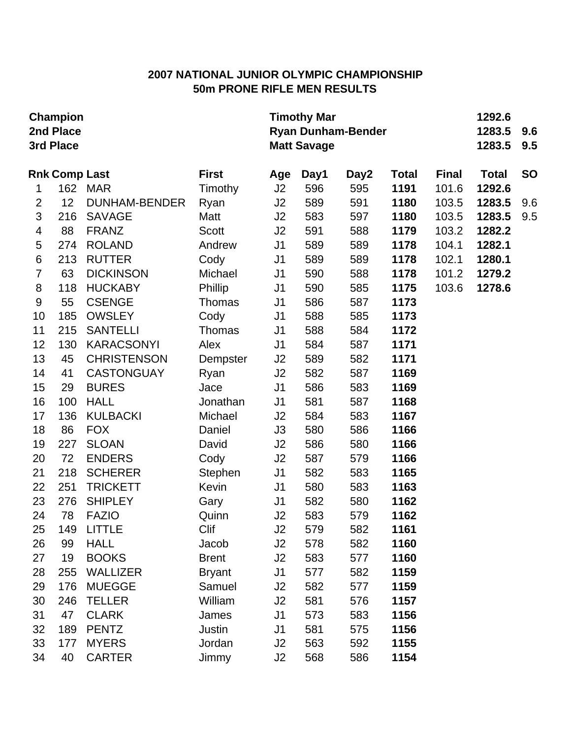## 2007 NATIONAL JUNIOR OLYMPIC CHAMPIONSHIP
## 50m PRONE RIFLE MEN RESULTS

| | | | |
|---|---|---|---|
| **Champion** | **Timothy Mar** | **1292.6** | |
| **2nd Place** | **Ryan Dunham-Bender** | **1283.5** | **9.6** |
| **3rd Place** | **Matt Savage** | **1283.5** | **9.5** |

| Rnk | Comp | Last | First | Age | Day1 | Day2 | Total | Final | Total | SO |
|---|---|---|---|---|---|---|---|---|---|---|
| 1 | 162 | MAR | Timothy | J2 | 596 | 595 | **1191** | 101.6 | **1292.6** | |
| 2 | 12 | DUNHAM-BENDER | Ryan | J2 | 589 | 591 | **1180** | 103.5 | **1283.5** | 9.6 |
| 3 | 216 | SAVAGE | Matt | J2 | 583 | 597 | **1180** | 103.5 | **1283.5** | 9.5 |
| 4 | 88 | FRANZ | Scott | J2 | 591 | 588 | **1179** | 103.2 | **1282.2** | |
| 5 | 274 | ROLAND | Andrew | J1 | 589 | 589 | **1178** | 104.1 | **1282.1** | |
| 6 | 213 | RUTTER | Cody | J1 | 589 | 589 | **1178** | 102.1 | **1280.1** | |
| 7 | 63 | DICKINSON | Michael | J1 | 590 | 588 | **1178** | 101.2 | **1279.2** | |
| 8 | 118 | HUCKABY | Phillip | J1 | 590 | 585 | **1175** | 103.6 | **1278.6** | |
| 9 | 55 | CSENGE | Thomas | J1 | 586 | 587 | **1173** | | | |
| 10 | 185 | OWSLEY | Cody | J1 | 588 | 585 | **1173** | | | |
| 11 | 215 | SANTELLI | Thomas | J1 | 588 | 584 | **1172** | | | |
| 12 | 130 | KARACSONYI | Alex | J1 | 584 | 587 | **1171** | | | |
| 13 | 45 | CHRISTENSON | Dempster | J2 | 589 | 582 | **1171** | | | |
| 14 | 41 | CASTONGUAY | Ryan | J2 | 582 | 587 | **1169** | | | |
| 15 | 29 | BURES | Jace | J1 | 586 | 583 | **1169** | | | |
| 16 | 100 | HALL | Jonathan | J1 | 581 | 587 | **1168** | | | |
| 17 | 136 | KULBACKI | Michael | J2 | 584 | 583 | **1167** | | | |
| 18 | 86 | FOX | Daniel | J3 | 580 | 586 | **1166** | | | |
| 19 | 227 | SLOAN | David | J2 | 586 | 580 | **1166** | | | |
| 20 | 72 | ENDERS | Cody | J2 | 587 | 579 | **1166** | | | |
| 21 | 218 | SCHERER | Stephen | J1 | 582 | 583 | **1165** | | | |
| 22 | 251 | TRICKETT | Kevin | J1 | 580 | 583 | **1163** | | | |
| 23 | 276 | SHIPLEY | Gary | J1 | 582 | 580 | **1162** | | | |
| 24 | 78 | FAZIO | Quinn | J2 | 583 | 579 | **1162** | | | |
| 25 | 149 | LITTLE | Clif | J2 | 579 | 582 | **1161** | | | |
| 26 | 99 | HALL | Jacob | J2 | 578 | 582 | **1160** | | | |
| 27 | 19 | BOOKS | Brent | J2 | 583 | 577 | **1160** | | | |
| 28 | 255 | WALLIZER | Bryant | J1 | 577 | 582 | **1159** | | | |
| 29 | 176 | MUEGGE | Samuel | J2 | 582 | 577 | **1159** | | | |
| 30 | 246 | TELLER | William | J2 | 581 | 576 | **1157** | | | |
| 31 | 47 | CLARK | James | J1 | 573 | 583 | **1156** | | | |
| 32 | 189 | PENTZ | Justin | J1 | 581 | 575 | **1156** | | | |
| 33 | 177 | MYERS | Jordan | J2 | 563 | 592 | **1155** | | | |
| 34 | 40 | CARTER | Jimmy | J2 | 568 | 586 | **1154** | | | |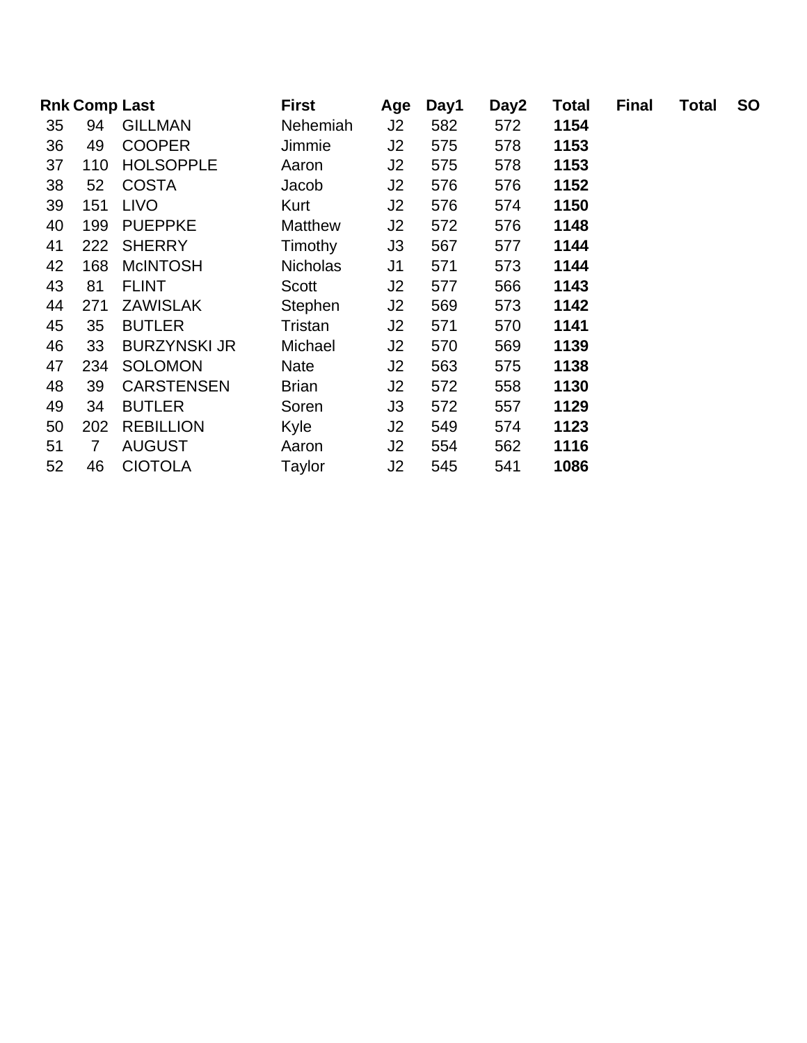| Rnk | Comp | Last | First | Age | Day1 | Day2 | Total | Final | Total | SO |
|---|---|---|---|---|---|---|---|---|---|---|
| 35 | 94 | GILLMAN | Nehemiah | J2 | 582 | 572 | **1154** | | | |
| 36 | 49 | COOPER | Jimmie | J2 | 575 | 578 | **1153** | | | |
| 37 | 110 | HOLSOPPLE | Aaron | J2 | 575 | 578 | **1153** | | | |
| 38 | 52 | COSTA | Jacob | J2 | 576 | 576 | **1152** | | | |
| 39 | 151 | LIVO | Kurt | J2 | 576 | 574 | **1150** | | | |
| 40 | 199 | PUEPPKE | Matthew | J2 | 572 | 576 | **1148** | | | |
| 41 | 222 | SHERRY | Timothy | J3 | 567 | 577 | **1144** | | | |
| 42 | 168 | McINTOSH | Nicholas | J1 | 571 | 573 | **1144** | | | |
| 43 | 81 | FLINT | Scott | J2 | 577 | 566 | **1143** | | | |
| 44 | 271 | ZAWISLAK | Stephen | J2 | 569 | 573 | **1142** | | | |
| 45 | 35 | BUTLER | Tristan | J2 | 571 | 570 | **1141** | | | |
| 46 | 33 | BURZYNSKI JR | Michael | J2 | 570 | 569 | **1139** | | | |
| 47 | 234 | SOLOMON | Nate | J2 | 563 | 575 | **1138** | | | |
| 48 | 39 | CARSTENSEN | Brian | J2 | 572 | 558 | **1130** | | | |
| 49 | 34 | BUTLER | Soren | J3 | 572 | 557 | **1129** | | | |
| 50 | 202 | REBILLION | Kyle | J2 | 549 | 574 | **1123** | | | |
| 51 | 7 | AUGUST | Aaron | J2 | 554 | 562 | **1116** | | | |
| 52 | 46 | CIOTOLA | Taylor | J2 | 545 | 541 | **1086** | | | |